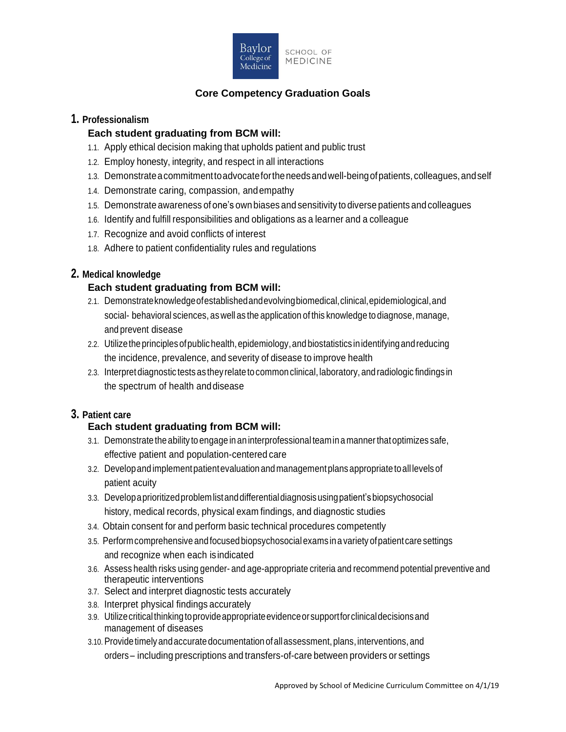Baylor College of Medicine SCHOOL OF MEDICINE

# Core Competency Graduation Goals

## 1. Professionalism

### Each student graduating from BCM will:

- 1.1. Apply ethical decision making that upholds patient and public trust
- 1.2. Employ honesty, integrity, and respect in all interactions
- 1.3. Demonstrate a commitment to advocate for the needs and well-being of patients, colleagues, and self
- 1.4. Demonstrate caring, compassion, and empathy
- 1.5. Demonstrate awareness of one's own biases and sensitivity to diverse patients and colleagues
- 1.6. Identify and fulfill responsibilities and obligations as a learner and a colleague
- 1.7. Recognize and avoid conflicts of interest
- 1.8. Adhere to patient confidentiality rules and regulations

## 2. Medical knowledge

### Each student graduating from BCM will:

- 2.1. Demonstrate knowledge of established and evolving biomedical, clinical, epidemiological, and social- behavioral sciences, as well as the application of this knowledge to diagnose, manage, and prevent disease
- 2.2. Utilize the principles of public health, epidemiology, and biostatistics in identifying and reducing the incidence, prevalence, and severity of disease to improve health
- 2.3. Interpret diagnostic tests as they relate to common clinical, laboratory, and radiologic findings in the spectrum of health and disease

## 3. Patient care

### Each student graduating from BCM will:

- 3.1. Demonstrate the ability to engage in an interprofessional team in a manner that optimizes safe, effective patient and population-centered care
- 3.2. Develop and implement patient evaluation and management plans appropriate to all levels of patient acuity
- 3.3. Develop a prioritized problem list and differential diagnosis using patient's biopsychosocial history, medical records, physical exam findings, and diagnostic studies
- 3.4. Obtain consent for and perform basic technical procedures competently
- 3.5. Perform comprehensive and focused biopsychosocial exams in a variety of patient care settings and recognize when each is indicated
- 3.6. Assess health risks using gender- and age-appropriate criteria and recommend potential preventive and therapeutic interventions
- 3.7. Select and interpret diagnostic tests accurately
- 3.8. Interpret physical findings accurately
- 3.9. Utilize critical thinking to provide appropriate evidence or support for clinical decisions and management of diseases
- 3.10. Provide timely and accurate documentation of all assessment, plans, interventions, and orders – including prescriptions and transfers-of-care between providers or settings

Approved by School of Medicine Curriculum Committee on 4/1/19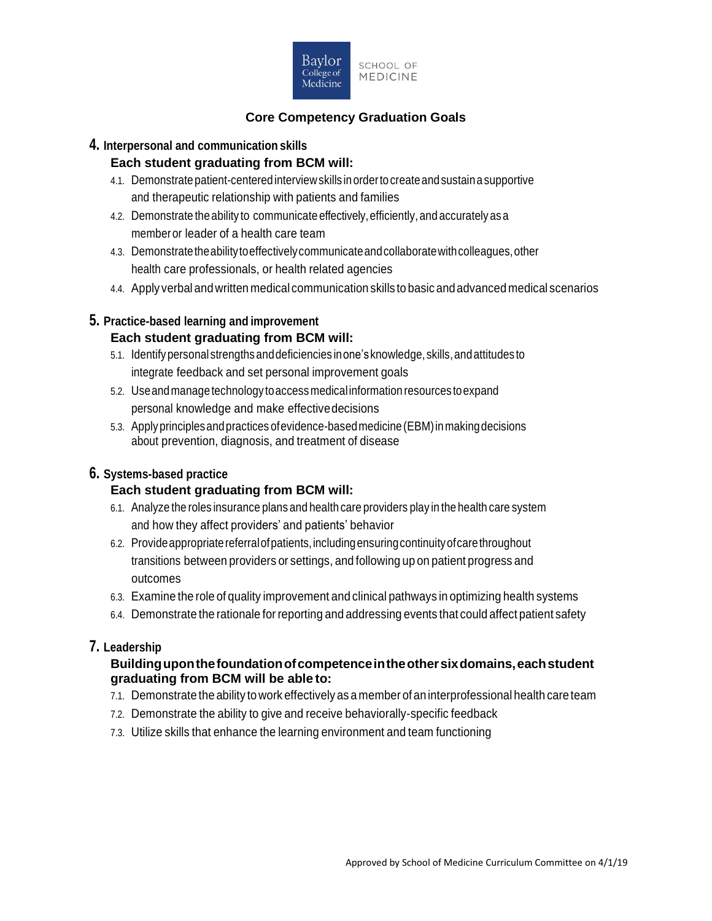Baylor College of Medicine SCHOOL OF MEDICINE

# Core Competency Graduation Goals

## 4. Interpersonal and communication skills

**Each student graduating from BCM will:**

- 4.1. Demonstrate patient-centered interview skills in order to create and sustain a supportive and therapeutic relationship with patients and families
- 4.2. Demonstrate the ability to communicate effectively, efficiently, and accurately as a member or leader of a health care team
- 4.3. Demonstrate the ability to effectively communicate and collaborate with colleagues, other health care professionals, or health related agencies
- 4.4. Apply verbal and written medical communication skills to basic and advanced medical scenarios

## 5. Practice-based learning and improvement

**Each student graduating from BCM will:**

- 5.1. Identify personal strengths and deficiencies in one's knowledge, skills, and attitudes to integrate feedback and set personal improvement goals
- 5.2. Use and manage technology to access medical information resources to expand personal knowledge and make effective decisions
- 5.3. Apply principles and practices of evidence-based medicine (EBM) in making decisions about prevention, diagnosis, and treatment of disease

## 6. Systems-based practice

**Each student graduating from BCM will:**

- 6.1. Analyze the roles insurance plans and health care providers play in the health care system and how they affect providers' and patients' behavior
- 6.2. Provide appropriate referral of patients, including ensuring continuity of care throughout transitions between providers or settings, and following up on patient progress and outcomes
- 6.3. Examine the role of quality improvement and clinical pathways in optimizing health systems
- 6.4. Demonstrate the rationale for reporting and addressing events that could affect patient safety

## 7. Leadership

**Building upon the foundation of competence in the other six domains, each student graduating from BCM will be able to:**

- 7.1. Demonstrate the ability to work effectively as a member of an interprofessional health care team
- 7.2. Demonstrate the ability to give and receive behaviorally-specific feedback
- 7.3. Utilize skills that enhance the learning environment and team functioning

Approved by School of Medicine Curriculum Committee on 4/1/19